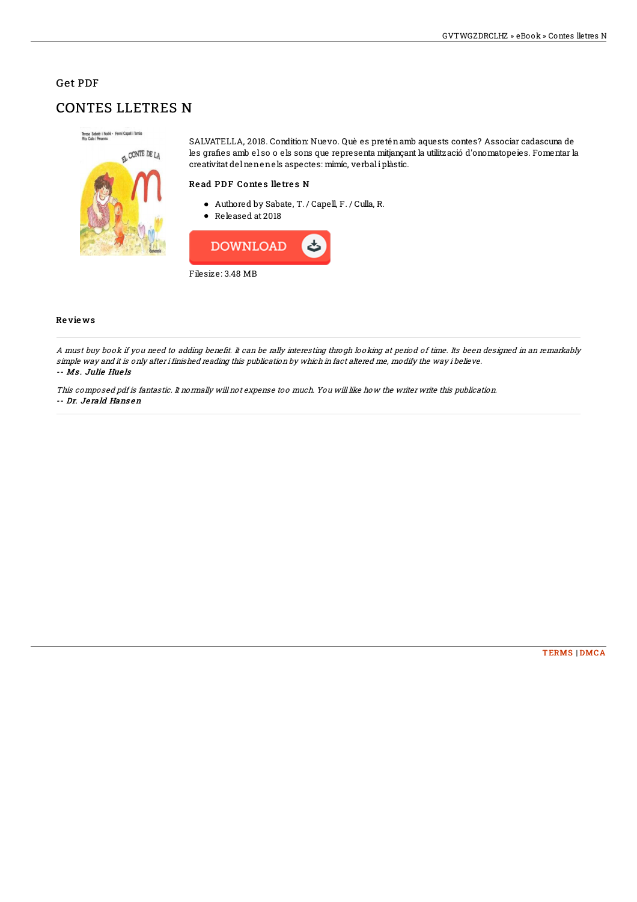## Get PDF

# CONTES LLETRES N

SALVATELLA, 2018. Condition: Nuevo. Què es pretén amb aquests contes? Associar cadascuna de les grafies amb el so o els sons que representa mitjançant la utilització d'onomatopeies. Fomentar la creativitat del nen en els aspectes: mimíc, verbal i plàstic.

### Read PDF Contes lletres N

- Authored by Sabate, T. / Capell, F. / Culla, R.
- Released at 2018

DOWNLOAD

Filesize: 3.48 MB

### Reviews

*A must buy book if you need to adding benefit. It can be rally interesting throgh looking at period of time. Its been designed in an remarkably simple way and it is only after i finished reading this publication by which in fact altered me, modify the way i believe.*
-- ***Ms. Julie Huels***

*This composed pdf is fantastic. It normally will not expense too much. You will like how the writer write this publication.*
-- ***Dr. Jerald Hansen***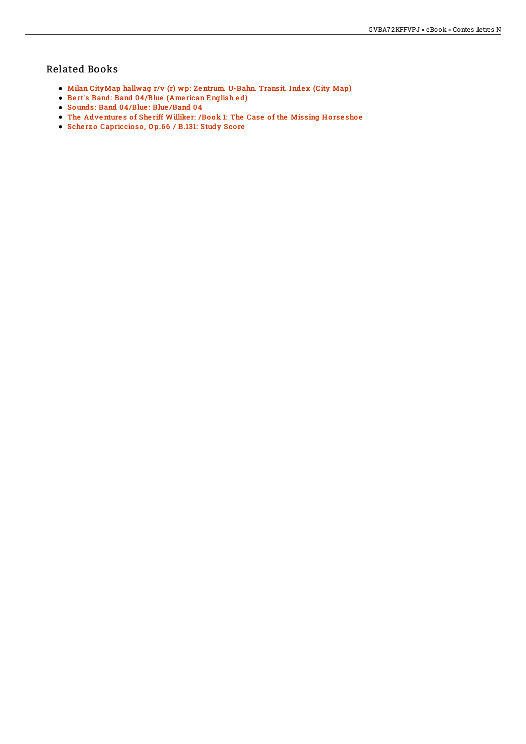## Related Books

- Milan CityMap hallwag r/v (r) wp: Zentrum. U-Bahn. Transit. Index (City Map)
- Bert's Band: Band 04/Blue (American English ed)
- Sounds: Band 04/Blue: Blue/Band 04
- The Adventures of Sheriff Williker: /Book 1: The Case of the Missing Horseshoe
- Scherzo Capriccioso, Op.66 / B.131: Study Score